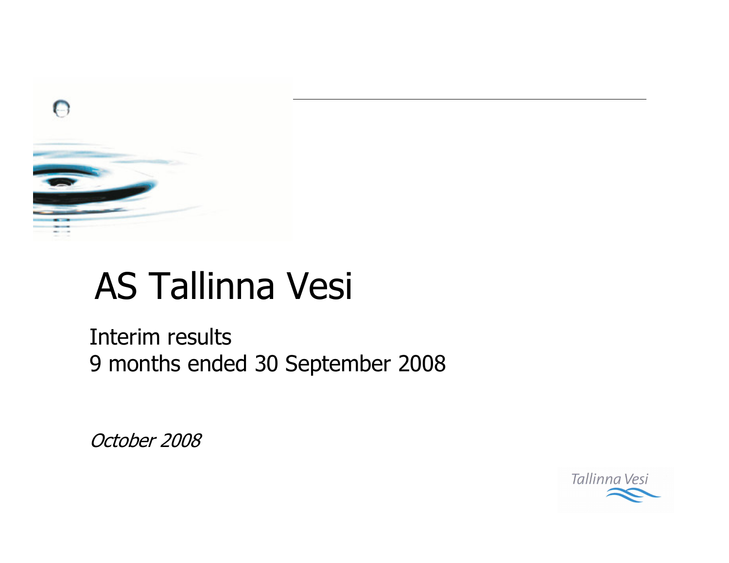# AS Tallinna Vesi

Interim results
9 months ended 30 September 2008

*October 2008*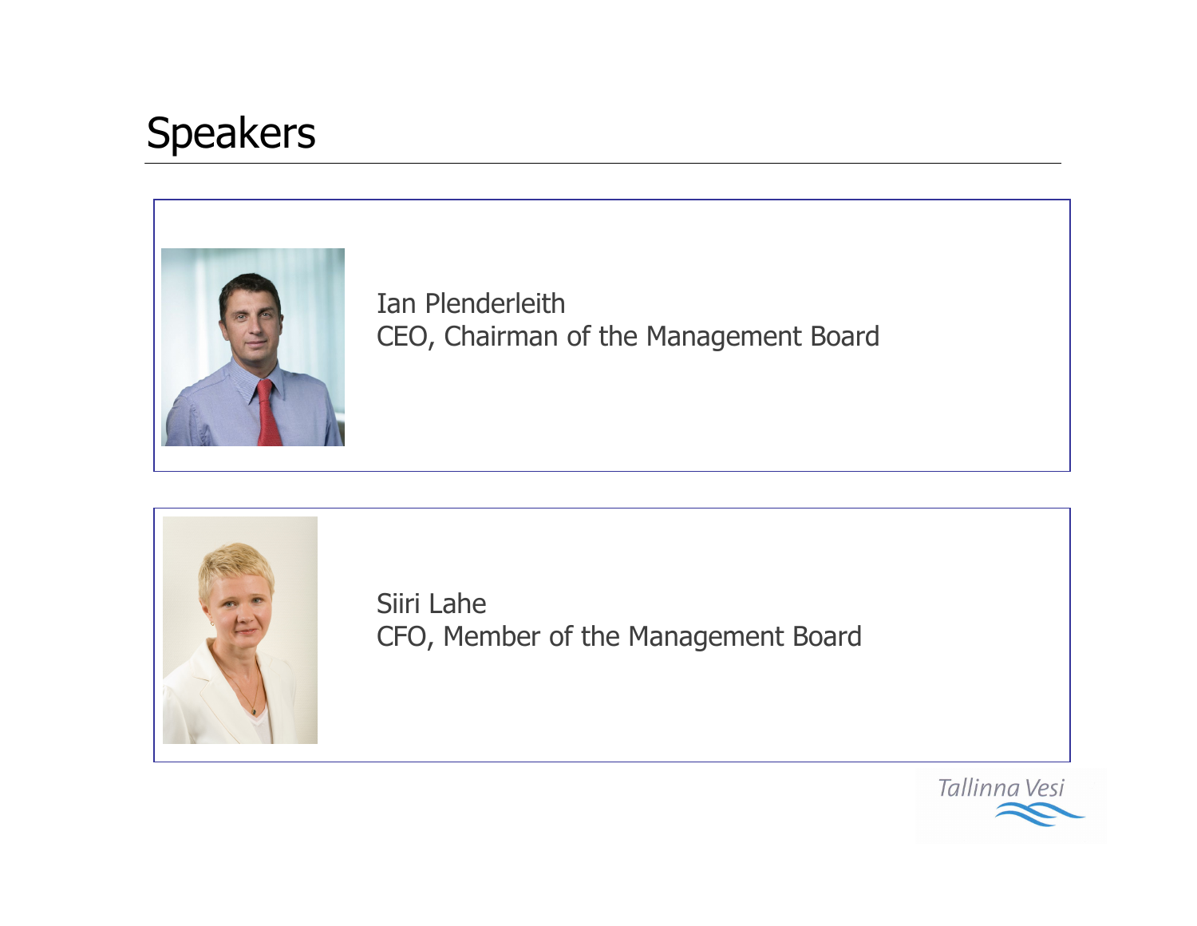# Speakers

Ian Plenderleith
CEO, Chairman of the Management Board

Siiri Lahe
CFO, Member of the Management Board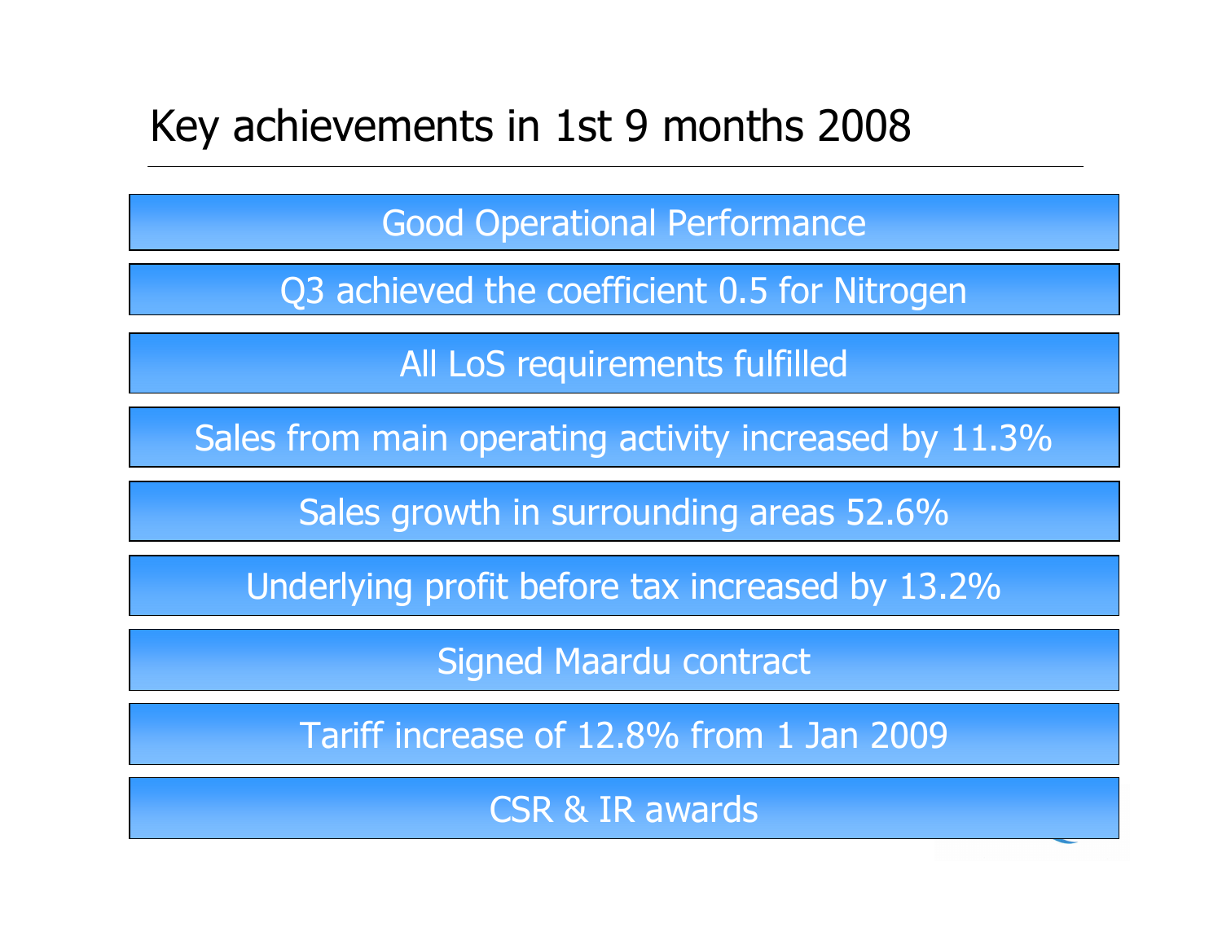# Key achievements in 1st 9 months 2008

- Good Operational Performance
- Q3 achieved the coefficient 0.5 for Nitrogen
- All LoS requirements fulfilled
- Sales from main operating activity increased by 11.3%
- Sales growth in surrounding areas 52.6%
- Underlying profit before tax increased by 13.2%
- Signed Maardu contract
- Tariff increase of 12.8% from 1 Jan 2009
- CSR & IR awards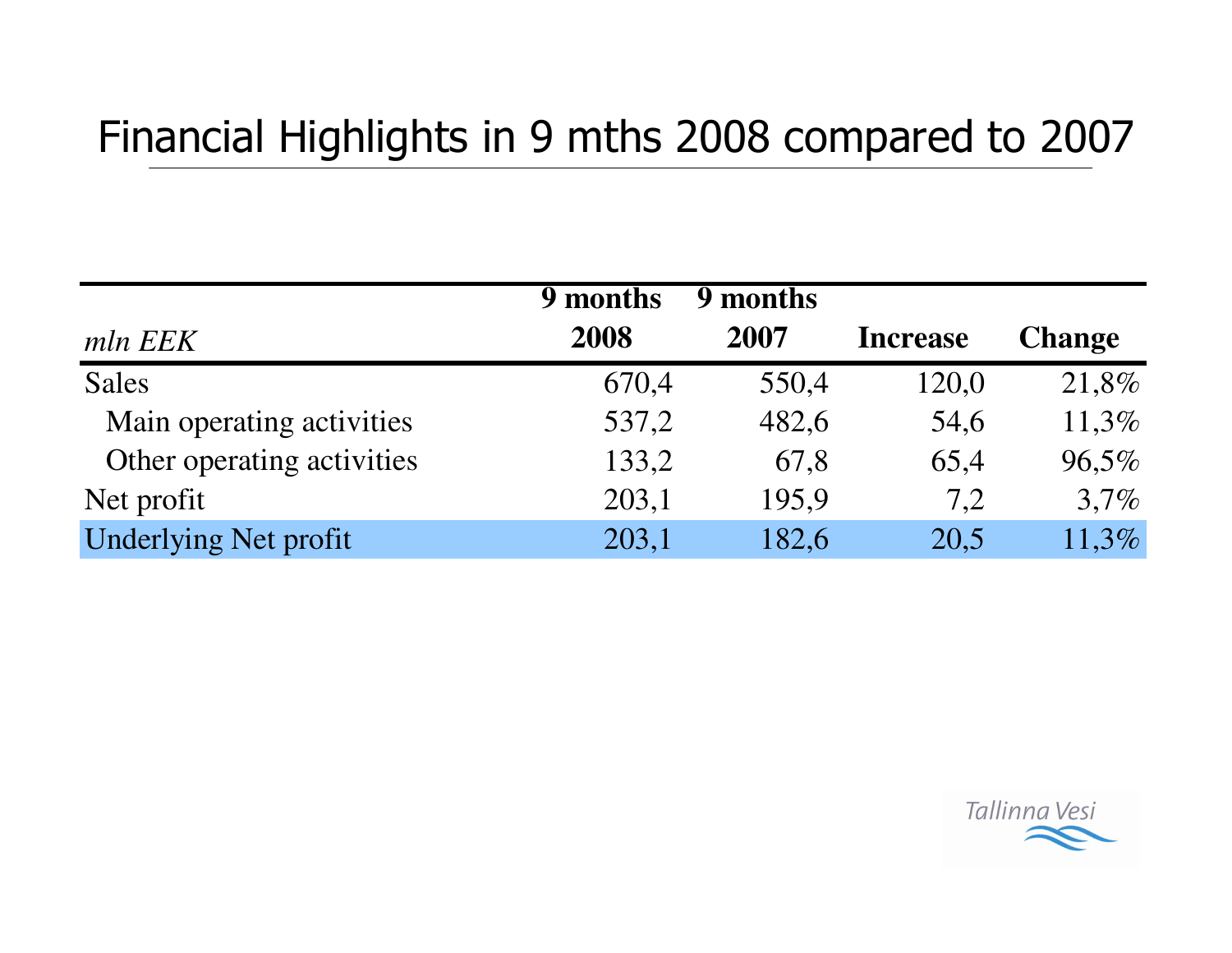# Financial Highlights in 9 mths 2008 compared to 2007

| *mln EEK* | 9 months 2008 | 9 months 2007 | Increase | Change |
|---|---|---|---|---|
| Sales | 670,4 | 550,4 | 120,0 | 21,8% |
| Main operating activities | 537,2 | 482,6 | 54,6 | 11,3% |
| Other operating activities | 133,2 | 67,8 | 65,4 | 96,5% |
| Net profit | 203,1 | 195,9 | 7,2 | 3,7% |
| Underlying Net profit | 203,1 | 182,6 | 20,5 | 11,3% |

Tallinna Vesi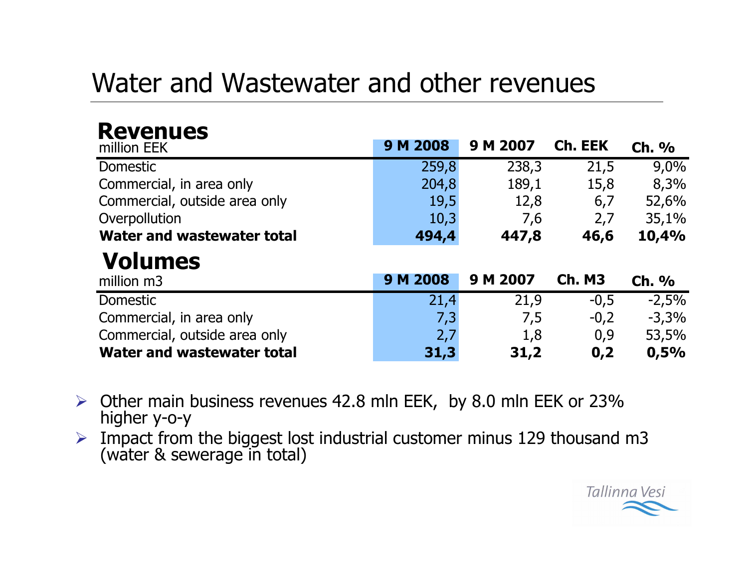# Water and Wastewater and other revenues

## Revenues

| million EEK | 9 M 2008 | 9 M 2007 | Ch. EEK | Ch. % |
|---|---|---|---|---|
| Domestic | 259,8 | 238,3 | 21,5 | 9,0% |
| Commercial, in area only | 204,8 | 189,1 | 15,8 | 8,3% |
| Commercial, outside area only | 19,5 | 12,8 | 6,7 | 52,6% |
| Overpollution | 10,3 | 7,6 | 2,7 | 35,1% |
| **Water and wastewater total** | **494,4** | **447,8** | **46,6** | **10,4%** |

## Volumes

| million m3 | 9 M 2008 | 9 M 2007 | Ch. M3 | Ch. % |
|---|---|---|---|---|
| Domestic | 21,4 | 21,9 | -0,5 | -2,5% |
| Commercial, in area only | 7,3 | 7,5 | -0,2 | -3,3% |
| Commercial, outside area only | 2,7 | 1,8 | 0,9 | 53,5% |
| **Water and wastewater total** | **31,3** | **31,2** | **0,2** | **0,5%** |

- Other main business revenues 42.8 mln EEK, by 8.0 mln EEK or 23% higher y-o-y
- Impact from the biggest lost industrial customer minus 129 thousand m3 (water & sewerage in total)

Tallinna Vesi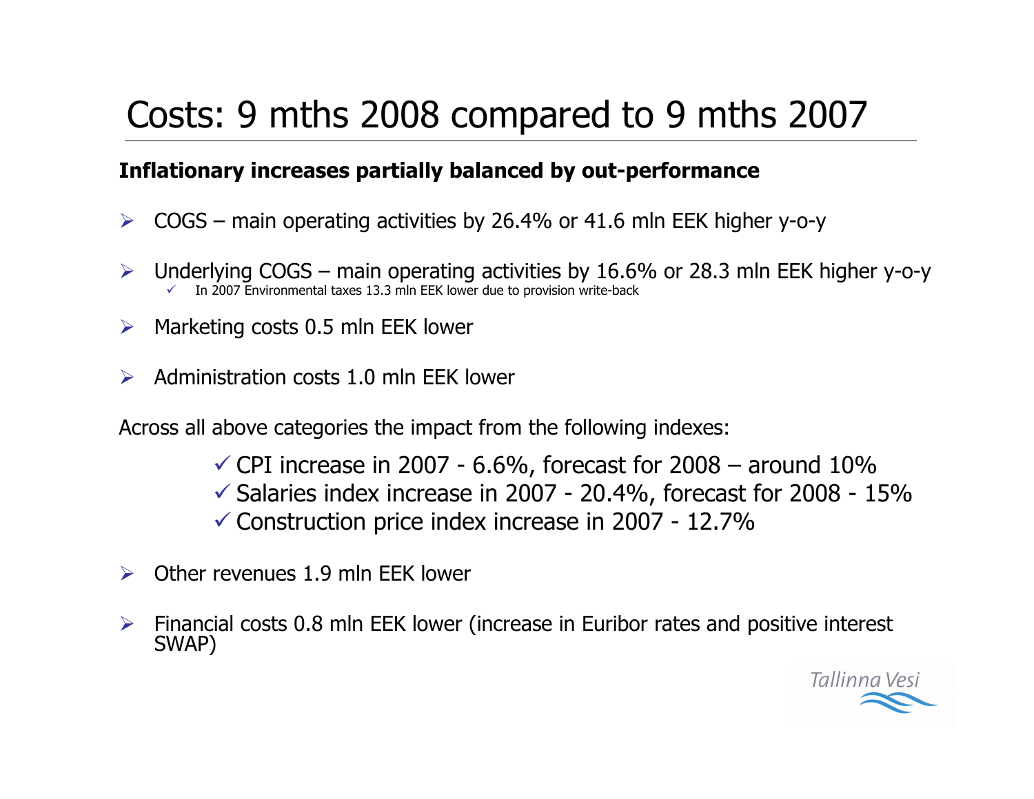# Costs: 9 mths 2008 compared to 9 mths 2007

**Inflationary increases partially balanced by out-performance**

- COGS – main operating activities by 26.4% or 41.6 mln EEK higher y-o-y
- Underlying COGS – main operating activities by 16.6% or 28.3 mln EEK higher y-o-y
  - ✓ In 2007 Environmental taxes 13.3 mln EEK lower due to provision write-back
- Marketing costs 0.5 mln EEK lower
- Administration costs 1.0 mln EEK lower

Across all above categories the impact from the following indexes:

- ✓ CPI increase in 2007 - 6.6%, forecast for 2008 – around 10%
- ✓ Salaries index increase in 2007 - 20.4%, forecast for 2008 - 15%
- ✓ Construction price index increase in 2007 - 12.7%

- Other revenues 1.9 mln EEK lower
- Financial costs 0.8 mln EEK lower (increase in Euribor rates and positive interest SWAP)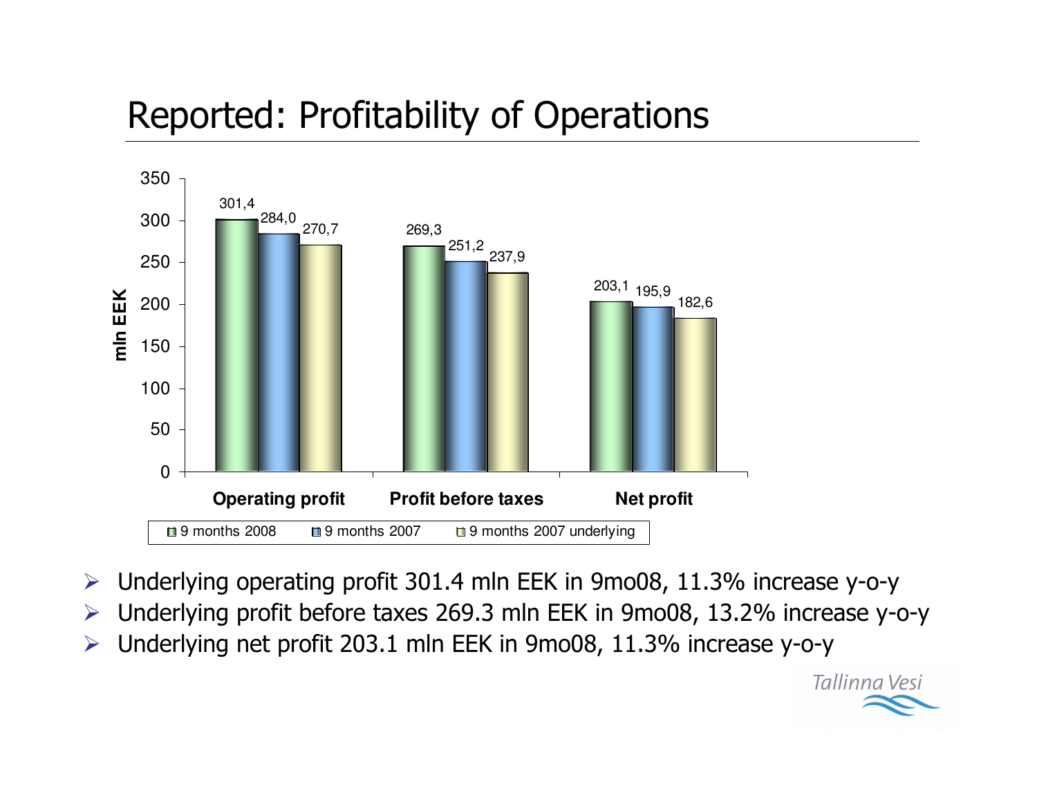# Reported: Profitability of Operations

| mln EEK | 9 months 2008 | 9 months 2007 | 9 months 2007 underlying |
|---|---|---|---|
| Operating profit | 301,4 | 284,0 | 270,7 |
| Profit before taxes | 269,3 | 251,2 | 237,9 |
| Net profit | 203,1 | 195,9 | 182,6 |

- Underlying operating profit 301.4 mln EEK in 9mo08, 11.3% increase y-o-y
- Underlying profit before taxes 269.3 mln EEK in 9mo08, 13.2% increase y-o-y
- Underlying net profit 203.1 mln EEK in 9mo08, 11.3% increase y-o-y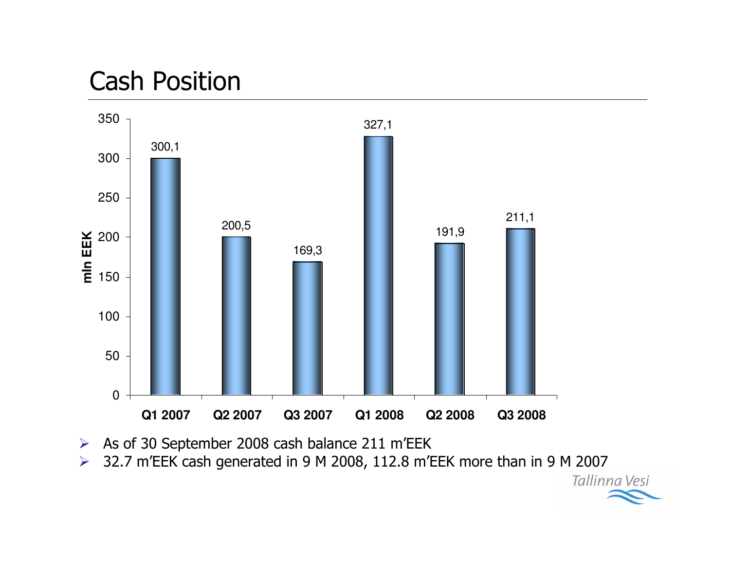# Cash Position

| | Q1 2007 | Q2 2007 | Q3 2007 | Q1 2008 | Q2 2008 | Q3 2008 |
|---|---|---|---|---|---|---|
| mln EEK | 300,1 | 200,5 | 169,3 | 327,1 | 191,9 | 211,1 |

- As of 30 September 2008 cash balance 211 m'EEK
- 32.7 m'EEK cash generated in 9 M 2008, 112.8 m'EEK more than in 9 M 2007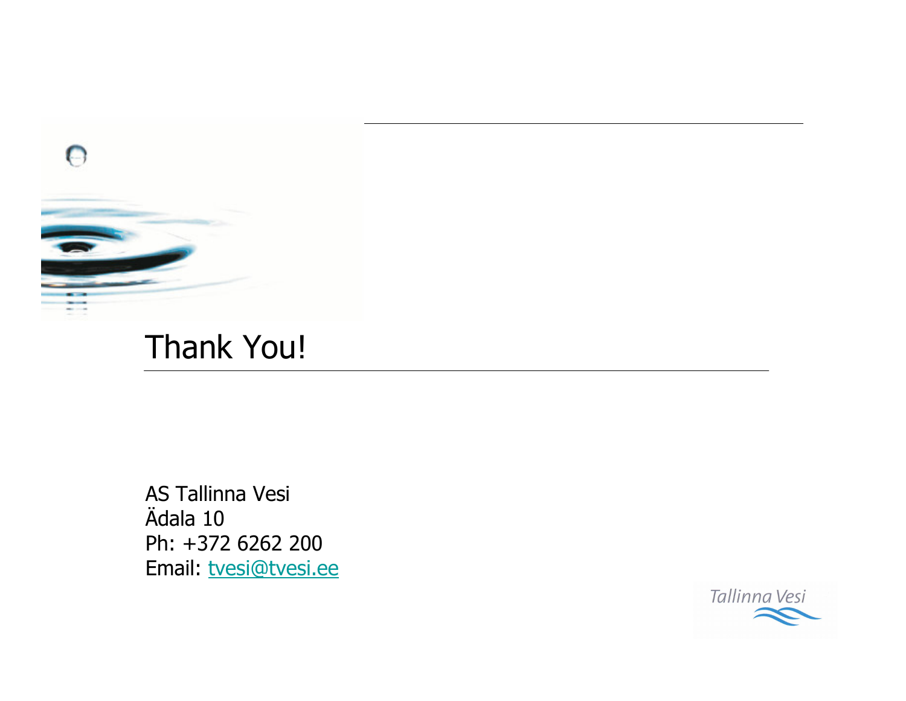# Thank You!

AS Tallinna Vesi
Ädala 10
Ph: +372 6262 200
Email: tvesi@tvesi.ee